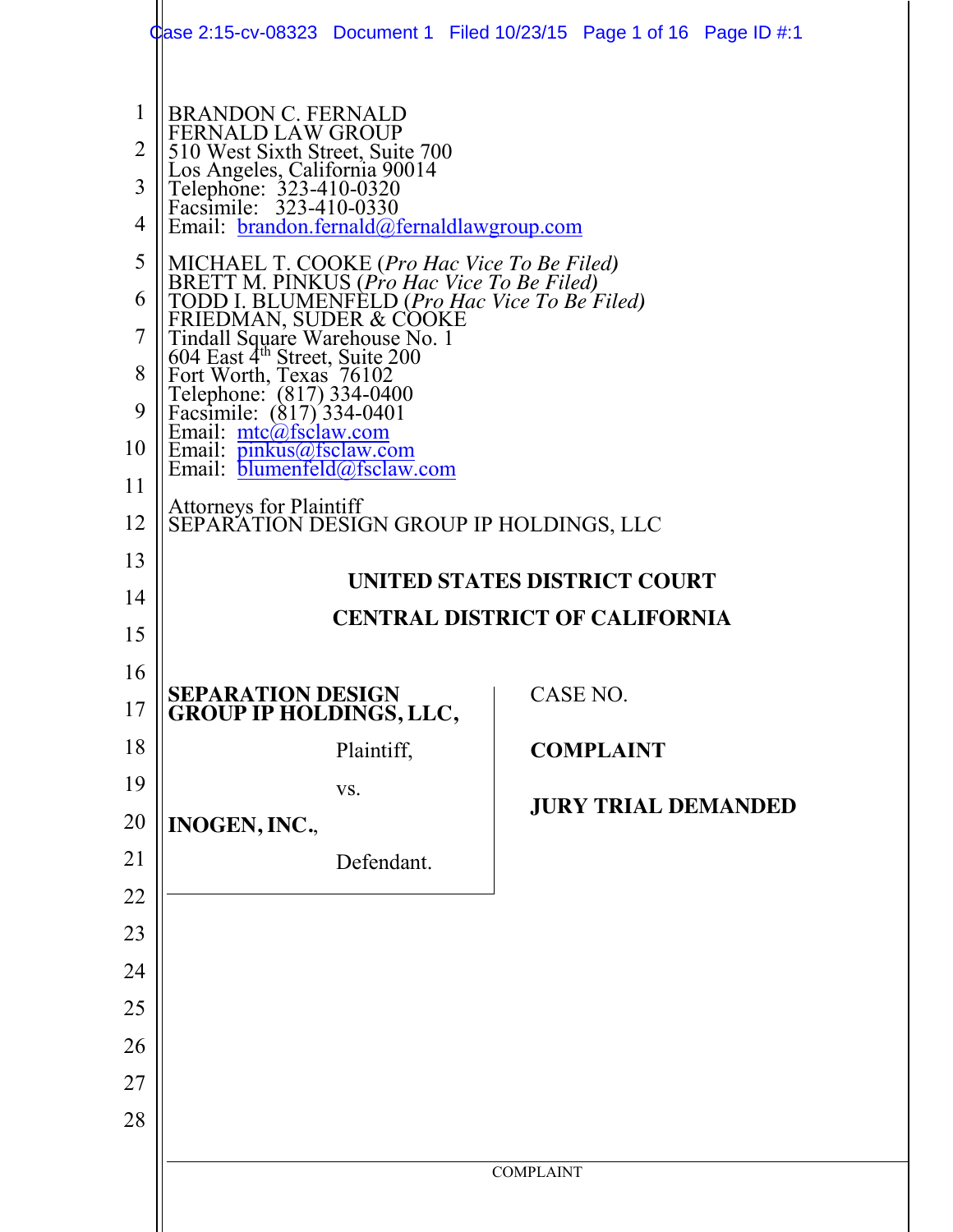BRANDON C. FERNALD
FERNALD LAW GROUP
510 West Sixth Street, Suite 700
Los Angeles, California 90014
Telephone: 323-410-0320
Facsimile: 323-410-0330
Email: brandon.fernald@fernaldlawgroup.com

MICHAEL T. COOKE (*Pro Hac Vice To Be Filed)*
BRETT M. PINKUS (*Pro Hac Vice To Be Filed)*
TODD I. BLUMENFELD (*Pro Hac Vice To Be Filed)*
FRIEDMAN, SUDER & COOKE
Tindall Square Warehouse No. 1
604 East 4th Street, Suite 200
Fort Worth, Texas 76102
Telephone: (817) 334-0400
Facsimile: (817) 334-0401
Email: mtc@fsclaw.com
Email: pinkus@fsclaw.com
Email: blumenfeld@fsclaw.com

Attorneys for Plaintiff
SEPARATION DESIGN GROUP IP HOLDINGS, LLC

**UNITED STATES DISTRICT COURT**

**CENTRAL DISTRICT OF CALIFORNIA**

| | |
|---|---|
| **SEPARATION DESIGN GROUP IP HOLDINGS, LLC,** | CASE NO. |
| Plaintiff, | **COMPLAINT** |
| vs. | **JURY TRIAL DEMANDED** |
| **INOGEN, INC.**, | |
| Defendant. | |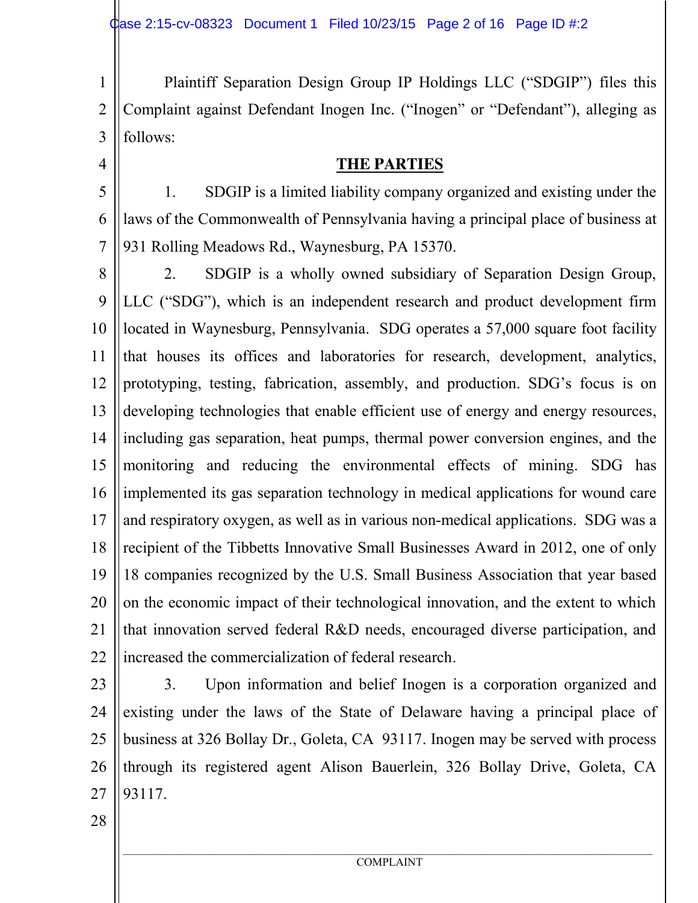Plaintiff Separation Design Group IP Holdings LLC ("SDGIP") files this Complaint against Defendant Inogen Inc. ("Inogen" or "Defendant"), alleging as follows:

## THE PARTIES

1. SDGIP is a limited liability company organized and existing under the laws of the Commonwealth of Pennsylvania having a principal place of business at 931 Rolling Meadows Rd., Waynesburg, PA 15370.

2. SDGIP is a wholly owned subsidiary of Separation Design Group, LLC ("SDG"), which is an independent research and product development firm located in Waynesburg, Pennsylvania. SDG operates a 57,000 square foot facility that houses its offices and laboratories for research, development, analytics, prototyping, testing, fabrication, assembly, and production. SDG's focus is on developing technologies that enable efficient use of energy and energy resources, including gas separation, heat pumps, thermal power conversion engines, and the monitoring and reducing the environmental effects of mining. SDG has implemented its gas separation technology in medical applications for wound care and respiratory oxygen, as well as in various non-medical applications. SDG was a recipient of the Tibbetts Innovative Small Businesses Award in 2012, one of only 18 companies recognized by the U.S. Small Business Association that year based on the economic impact of their technological innovation, and the extent to which that innovation served federal R&D needs, encouraged diverse participation, and increased the commercialization of federal research.

3. Upon information and belief Inogen is a corporation organized and existing under the laws of the State of Delaware having a principal place of business at 326 Bollay Dr., Goleta, CA 93117. Inogen may be served with process through its registered agent Alison Bauerlein, 326 Bollay Drive, Goleta, CA 93117.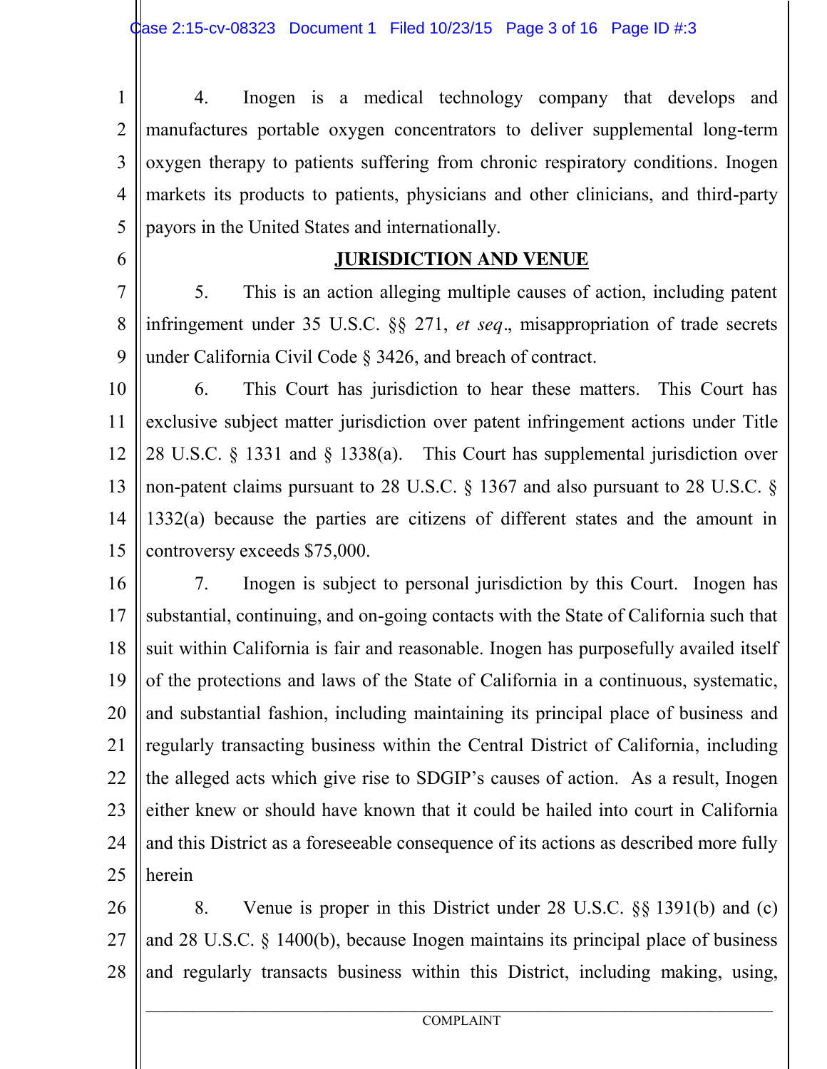4. Inogen is a medical technology company that develops and manufactures portable oxygen concentrators to deliver supplemental long-term oxygen therapy to patients suffering from chronic respiratory conditions. Inogen markets its products to patients, physicians and other clinicians, and third-party payors in the United States and internationally.

## JURISDICTION AND VENUE

5. This is an action alleging multiple causes of action, including patent infringement under 35 U.S.C. §§ 271, *et seq*., misappropriation of trade secrets under California Civil Code § 3426, and breach of contract.

6. This Court has jurisdiction to hear these matters. This Court has exclusive subject matter jurisdiction over patent infringement actions under Title 28 U.S.C. § 1331 and § 1338(a). This Court has supplemental jurisdiction over non-patent claims pursuant to 28 U.S.C. § 1367 and also pursuant to 28 U.S.C. § 1332(a) because the parties are citizens of different states and the amount in controversy exceeds $75,000.

7. Inogen is subject to personal jurisdiction by this Court. Inogen has substantial, continuing, and on-going contacts with the State of California such that suit within California is fair and reasonable. Inogen has purposefully availed itself of the protections and laws of the State of California in a continuous, systematic, and substantial fashion, including maintaining its principal place of business and regularly transacting business within the Central District of California, including the alleged acts which give rise to SDGIP's causes of action. As a result, Inogen either knew or should have known that it could be hailed into court in California and this District as a foreseeable consequence of its actions as described more fully herein

8. Venue is proper in this District under 28 U.S.C. §§ 1391(b) and (c) and 28 U.S.C. § 1400(b), because Inogen maintains its principal place of business and regularly transacts business within this District, including making, using,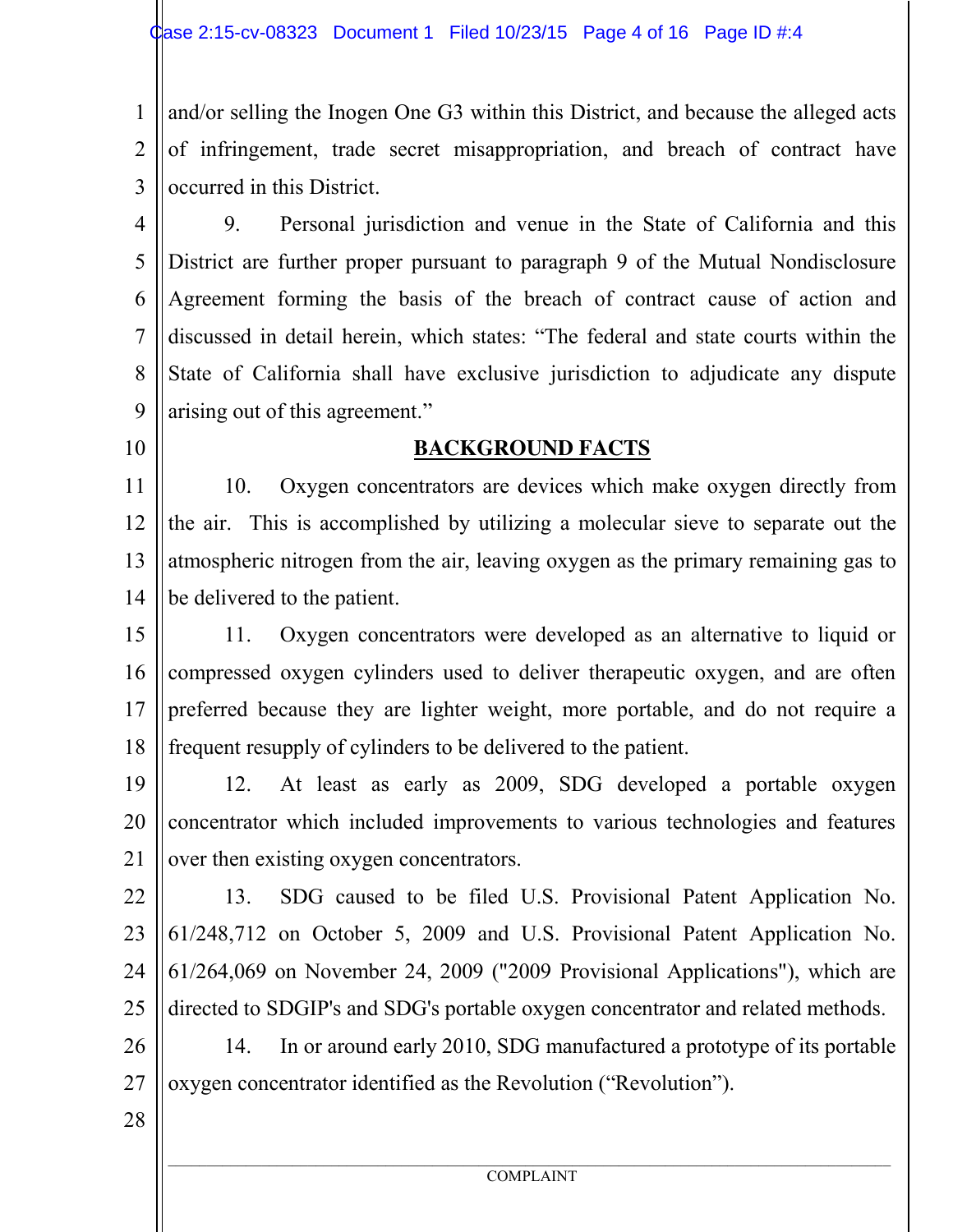and/or selling the Inogen One G3 within this District, and because the alleged acts of infringement, trade secret misappropriation, and breach of contract have occurred in this District.

9. Personal jurisdiction and venue in the State of California and this District are further proper pursuant to paragraph 9 of the Mutual Nondisclosure Agreement forming the basis of the breach of contract cause of action and discussed in detail herein, which states: "The federal and state courts within the State of California shall have exclusive jurisdiction to adjudicate any dispute arising out of this agreement."

## BACKGROUND FACTS

10. Oxygen concentrators are devices which make oxygen directly from the air. This is accomplished by utilizing a molecular sieve to separate out the atmospheric nitrogen from the air, leaving oxygen as the primary remaining gas to be delivered to the patient.

11. Oxygen concentrators were developed as an alternative to liquid or compressed oxygen cylinders used to deliver therapeutic oxygen, and are often preferred because they are lighter weight, more portable, and do not require a frequent resupply of cylinders to be delivered to the patient.

12. At least as early as 2009, SDG developed a portable oxygen concentrator which included improvements to various technologies and features over then existing oxygen concentrators.

13. SDG caused to be filed U.S. Provisional Patent Application No. 61/248,712 on October 5, 2009 and U.S. Provisional Patent Application No. 61/264,069 on November 24, 2009 ("2009 Provisional Applications"), which are directed to SDGIP's and SDG's portable oxygen concentrator and related methods.

14. In or around early 2010, SDG manufactured a prototype of its portable oxygen concentrator identified as the Revolution ("Revolution").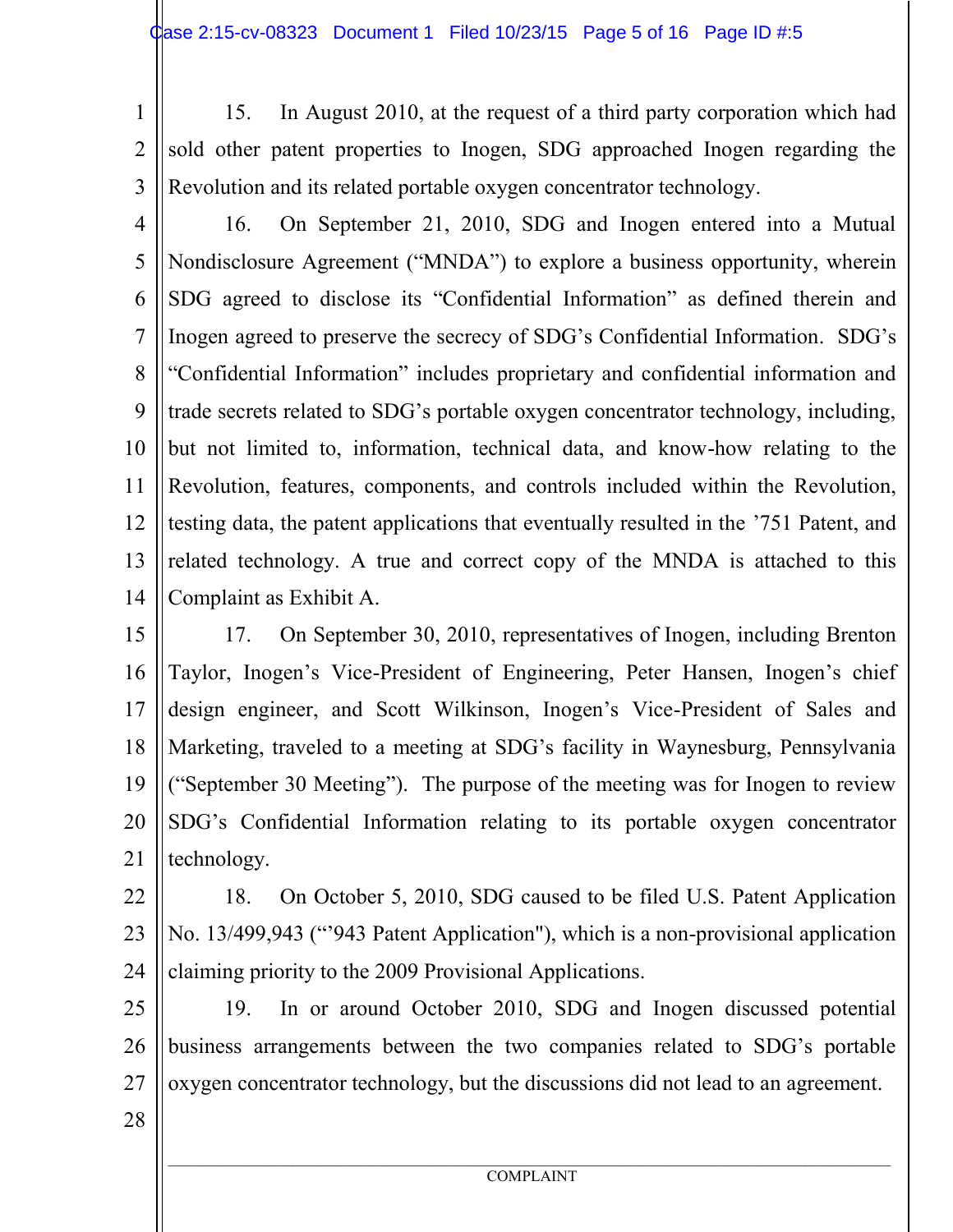15. In August 2010, at the request of a third party corporation which had sold other patent properties to Inogen, SDG approached Inogen regarding the Revolution and its related portable oxygen concentrator technology.

16. On September 21, 2010, SDG and Inogen entered into a Mutual Nondisclosure Agreement ("MNDA") to explore a business opportunity, wherein SDG agreed to disclose its "Confidential Information" as defined therein and Inogen agreed to preserve the secrecy of SDG's Confidential Information. SDG's "Confidential Information" includes proprietary and confidential information and trade secrets related to SDG's portable oxygen concentrator technology, including, but not limited to, information, technical data, and know-how relating to the Revolution, features, components, and controls included within the Revolution, testing data, the patent applications that eventually resulted in the '751 Patent, and related technology. A true and correct copy of the MNDA is attached to this Complaint as Exhibit A.

17. On September 30, 2010, representatives of Inogen, including Brenton Taylor, Inogen's Vice-President of Engineering, Peter Hansen, Inogen's chief design engineer, and Scott Wilkinson, Inogen's Vice-President of Sales and Marketing, traveled to a meeting at SDG's facility in Waynesburg, Pennsylvania ("September 30 Meeting"). The purpose of the meeting was for Inogen to review SDG's Confidential Information relating to its portable oxygen concentrator technology.

18. On October 5, 2010, SDG caused to be filed U.S. Patent Application No. 13/499,943 ("'943 Patent Application"), which is a non-provisional application claiming priority to the 2009 Provisional Applications.

19. In or around October 2010, SDG and Inogen discussed potential business arrangements between the two companies related to SDG's portable oxygen concentrator technology, but the discussions did not lead to an agreement.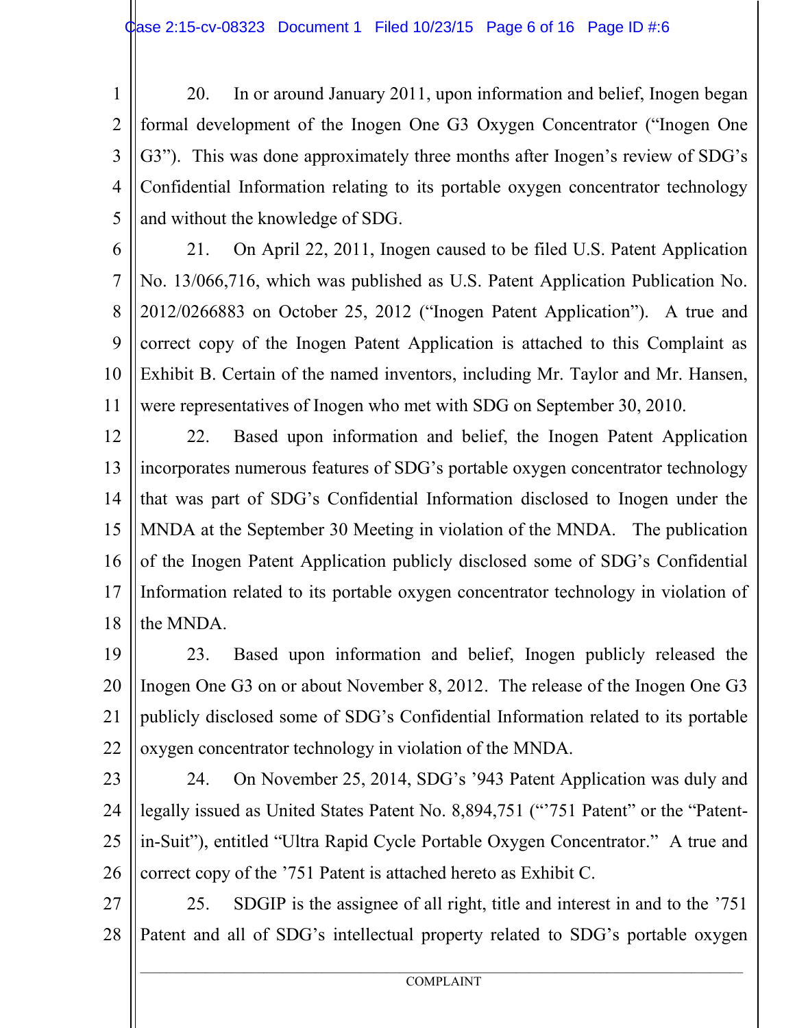20. In or around January 2011, upon information and belief, Inogen began formal development of the Inogen One G3 Oxygen Concentrator ("Inogen One G3"). This was done approximately three months after Inogen's review of SDG's Confidential Information relating to its portable oxygen concentrator technology and without the knowledge of SDG.

21. On April 22, 2011, Inogen caused to be filed U.S. Patent Application No. 13/066,716, which was published as U.S. Patent Application Publication No. 2012/0266883 on October 25, 2012 ("Inogen Patent Application"). A true and correct copy of the Inogen Patent Application is attached to this Complaint as Exhibit B. Certain of the named inventors, including Mr. Taylor and Mr. Hansen, were representatives of Inogen who met with SDG on September 30, 2010.

22. Based upon information and belief, the Inogen Patent Application incorporates numerous features of SDG's portable oxygen concentrator technology that was part of SDG's Confidential Information disclosed to Inogen under the MNDA at the September 30 Meeting in violation of the MNDA. The publication of the Inogen Patent Application publicly disclosed some of SDG's Confidential Information related to its portable oxygen concentrator technology in violation of the MNDA.

23. Based upon information and belief, Inogen publicly released the Inogen One G3 on or about November 8, 2012. The release of the Inogen One G3 publicly disclosed some of SDG's Confidential Information related to its portable oxygen concentrator technology in violation of the MNDA.

24. On November 25, 2014, SDG's '943 Patent Application was duly and legally issued as United States Patent No. 8,894,751 ("'751 Patent" or the "Patent-in-Suit"), entitled "Ultra Rapid Cycle Portable Oxygen Concentrator." A true and correct copy of the '751 Patent is attached hereto as Exhibit C.

25. SDGIP is the assignee of all right, title and interest in and to the '751 Patent and all of SDG's intellectual property related to SDG's portable oxygen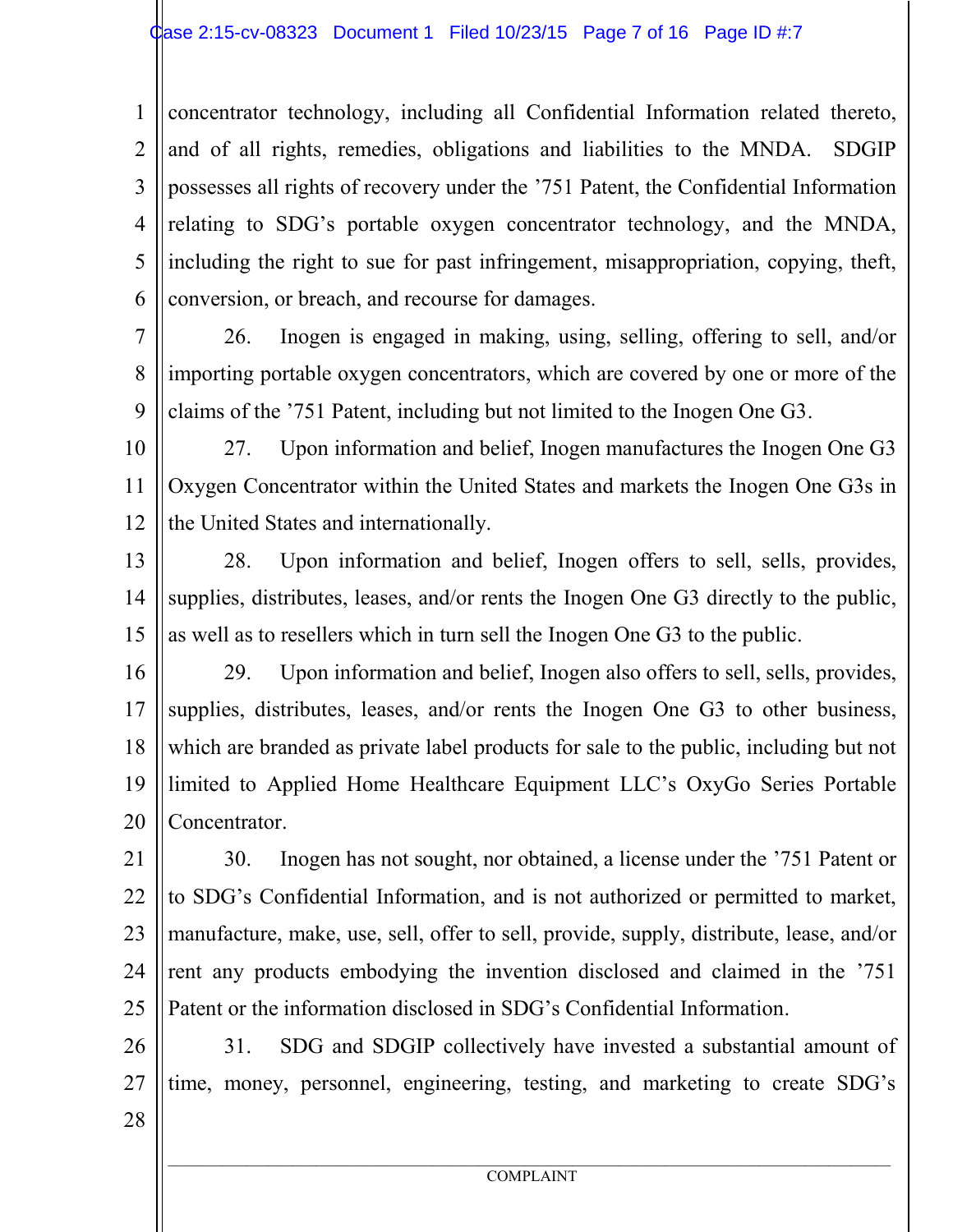concentrator technology, including all Confidential Information related thereto, and of all rights, remedies, obligations and liabilities to the MNDA. SDGIP possesses all rights of recovery under the '751 Patent, the Confidential Information relating to SDG's portable oxygen concentrator technology, and the MNDA, including the right to sue for past infringement, misappropriation, copying, theft, conversion, or breach, and recourse for damages.

26. Inogen is engaged in making, using, selling, offering to sell, and/or importing portable oxygen concentrators, which are covered by one or more of the claims of the '751 Patent, including but not limited to the Inogen One G3.

27. Upon information and belief, Inogen manufactures the Inogen One G3 Oxygen Concentrator within the United States and markets the Inogen One G3s in the United States and internationally.

28. Upon information and belief, Inogen offers to sell, sells, provides, supplies, distributes, leases, and/or rents the Inogen One G3 directly to the public, as well as to resellers which in turn sell the Inogen One G3 to the public.

29. Upon information and belief, Inogen also offers to sell, sells, provides, supplies, distributes, leases, and/or rents the Inogen One G3 to other business, which are branded as private label products for sale to the public, including but not limited to Applied Home Healthcare Equipment LLC's OxyGo Series Portable Concentrator.

30. Inogen has not sought, nor obtained, a license under the '751 Patent or to SDG's Confidential Information, and is not authorized or permitted to market, manufacture, make, use, sell, offer to sell, provide, supply, distribute, lease, and/or rent any products embodying the invention disclosed and claimed in the '751 Patent or the information disclosed in SDG's Confidential Information.

31. SDG and SDGIP collectively have invested a substantial amount of time, money, personnel, engineering, testing, and marketing to create SDG's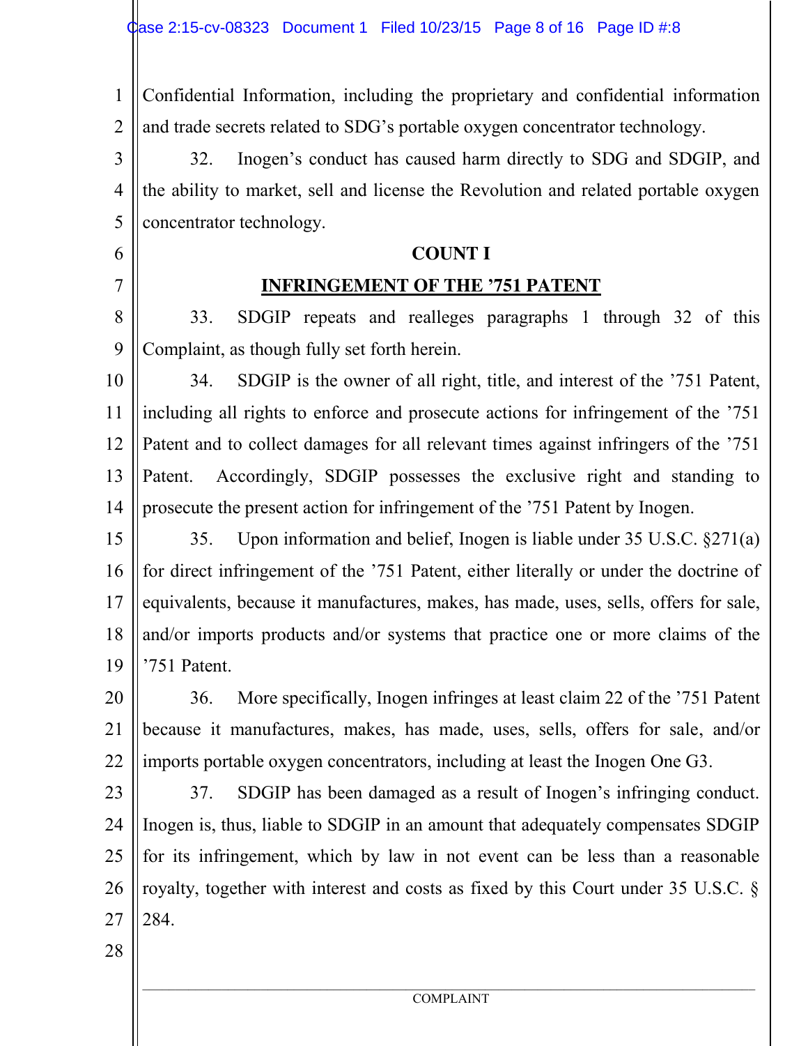Confidential Information, including the proprietary and confidential information and trade secrets related to SDG's portable oxygen concentrator technology.

32. Inogen's conduct has caused harm directly to SDG and SDGIP, and the ability to market, sell and license the Revolution and related portable oxygen concentrator technology.

**COUNT I**

**INFRINGEMENT OF THE '751 PATENT**

33. SDGIP repeats and realleges paragraphs 1 through 32 of this Complaint, as though fully set forth herein.

34. SDGIP is the owner of all right, title, and interest of the '751 Patent, including all rights to enforce and prosecute actions for infringement of the '751 Patent and to collect damages for all relevant times against infringers of the '751 Patent. Accordingly, SDGIP possesses the exclusive right and standing to prosecute the present action for infringement of the '751 Patent by Inogen.

35. Upon information and belief, Inogen is liable under 35 U.S.C. §271(a) for direct infringement of the '751 Patent, either literally or under the doctrine of equivalents, because it manufactures, makes, has made, uses, sells, offers for sale, and/or imports products and/or systems that practice one or more claims of the '751 Patent.

36. More specifically, Inogen infringes at least claim 22 of the '751 Patent because it manufactures, makes, has made, uses, sells, offers for sale, and/or imports portable oxygen concentrators, including at least the Inogen One G3.

37. SDGIP has been damaged as a result of Inogen's infringing conduct. Inogen is, thus, liable to SDGIP in an amount that adequately compensates SDGIP for its infringement, which by law in not event can be less than a reasonable royalty, together with interest and costs as fixed by this Court under 35 U.S.C. § 284.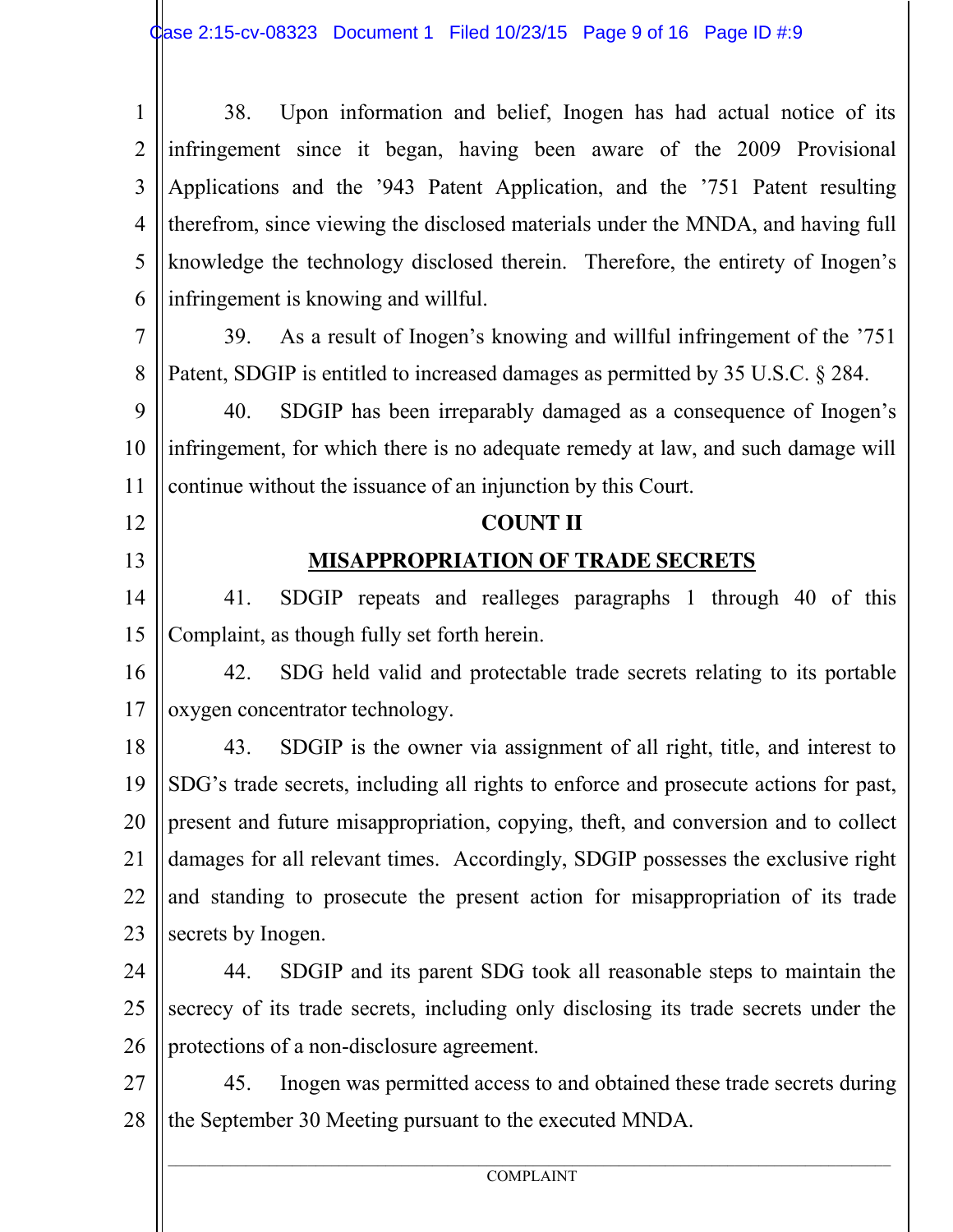38. Upon information and belief, Inogen has had actual notice of its infringement since it began, having been aware of the 2009 Provisional Applications and the '943 Patent Application, and the '751 Patent resulting therefrom, since viewing the disclosed materials under the MNDA, and having full knowledge the technology disclosed therein. Therefore, the entirety of Inogen's infringement is knowing and willful.

39. As a result of Inogen's knowing and willful infringement of the '751 Patent, SDGIP is entitled to increased damages as permitted by 35 U.S.C. § 284.

40. SDGIP has been irreparably damaged as a consequence of Inogen's infringement, for which there is no adequate remedy at law, and such damage will continue without the issuance of an injunction by this Court.

**COUNT II**

**MISAPPROPRIATION OF TRADE SECRETS**

41. SDGIP repeats and realleges paragraphs 1 through 40 of this Complaint, as though fully set forth herein.

42. SDG held valid and protectable trade secrets relating to its portable oxygen concentrator technology.

43. SDGIP is the owner via assignment of all right, title, and interest to SDG's trade secrets, including all rights to enforce and prosecute actions for past, present and future misappropriation, copying, theft, and conversion and to collect damages for all relevant times. Accordingly, SDGIP possesses the exclusive right and standing to prosecute the present action for misappropriation of its trade secrets by Inogen.

44. SDGIP and its parent SDG took all reasonable steps to maintain the secrecy of its trade secrets, including only disclosing its trade secrets under the protections of a non-disclosure agreement.

45. Inogen was permitted access to and obtained these trade secrets during the September 30 Meeting pursuant to the executed MNDA.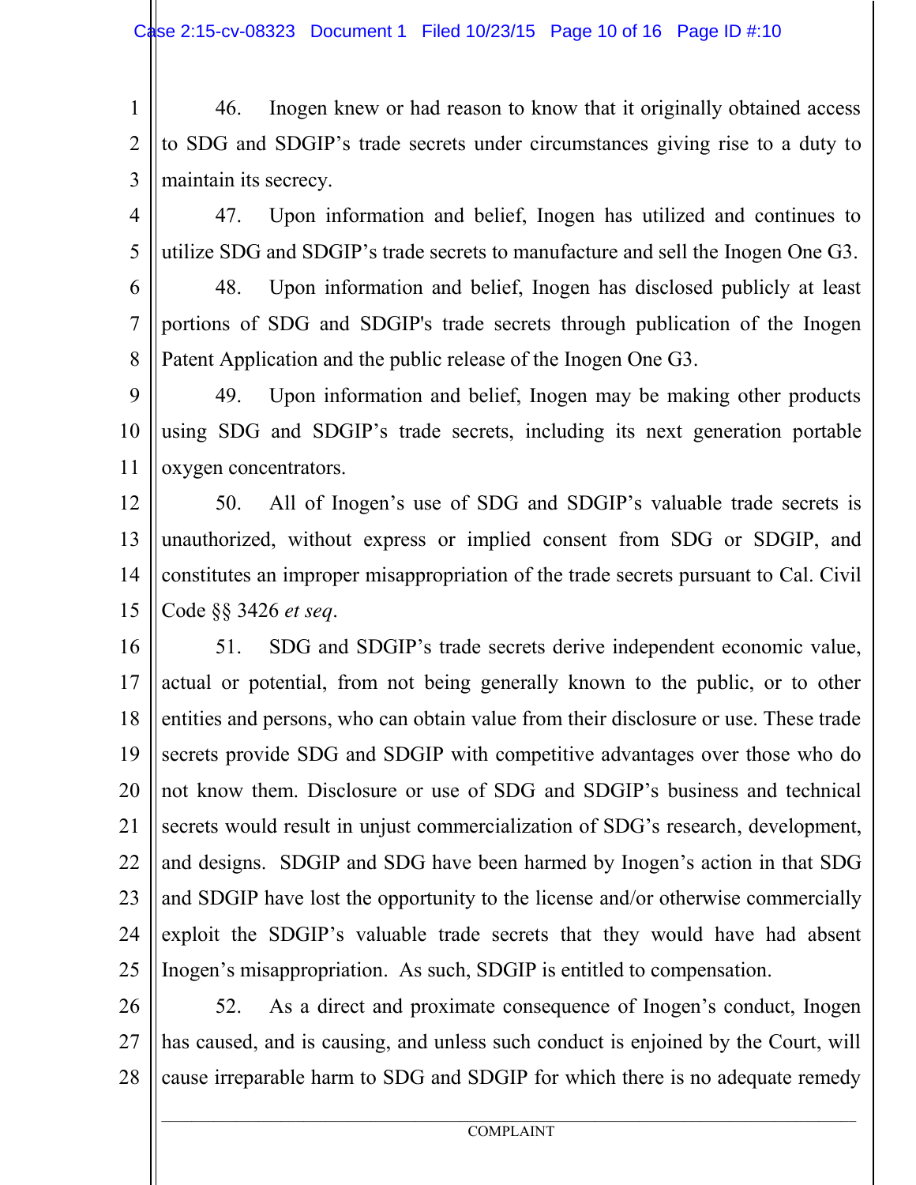46. Inogen knew or had reason to know that it originally obtained access to SDG and SDGIP's trade secrets under circumstances giving rise to a duty to maintain its secrecy.

47. Upon information and belief, Inogen has utilized and continues to utilize SDG and SDGIP's trade secrets to manufacture and sell the Inogen One G3.

48. Upon information and belief, Inogen has disclosed publicly at least portions of SDG and SDGIP's trade secrets through publication of the Inogen Patent Application and the public release of the Inogen One G3.

49. Upon information and belief, Inogen may be making other products using SDG and SDGIP's trade secrets, including its next generation portable oxygen concentrators.

50. All of Inogen's use of SDG and SDGIP's valuable trade secrets is unauthorized, without express or implied consent from SDG or SDGIP, and constitutes an improper misappropriation of the trade secrets pursuant to Cal. Civil Code §§ 3426 *et seq*.

51. SDG and SDGIP's trade secrets derive independent economic value, actual or potential, from not being generally known to the public, or to other entities and persons, who can obtain value from their disclosure or use. These trade secrets provide SDG and SDGIP with competitive advantages over those who do not know them. Disclosure or use of SDG and SDGIP's business and technical secrets would result in unjust commercialization of SDG's research, development, and designs. SDGIP and SDG have been harmed by Inogen's action in that SDG and SDGIP have lost the opportunity to the license and/or otherwise commercially exploit the SDGIP's valuable trade secrets that they would have had absent Inogen's misappropriation. As such, SDGIP is entitled to compensation.

52. As a direct and proximate consequence of Inogen's conduct, Inogen has caused, and is causing, and unless such conduct is enjoined by the Court, will cause irreparable harm to SDG and SDGIP for which there is no adequate remedy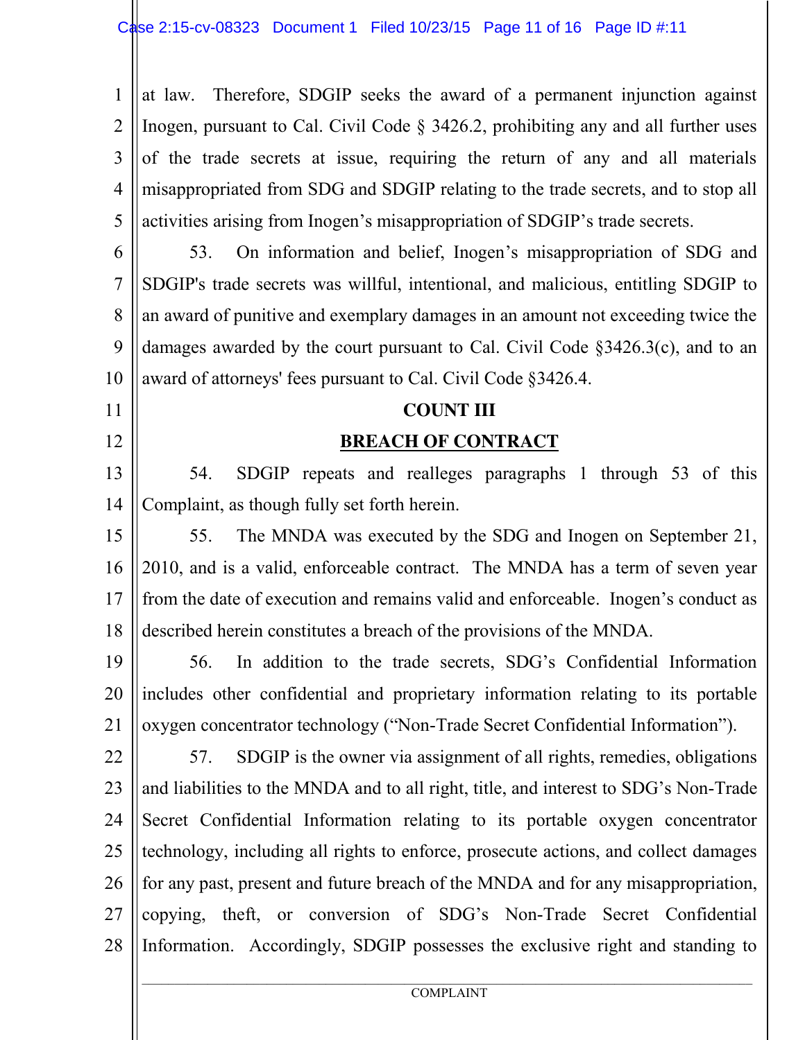at law. Therefore, SDGIP seeks the award of a permanent injunction against Inogen, pursuant to Cal. Civil Code § 3426.2, prohibiting any and all further uses of the trade secrets at issue, requiring the return of any and all materials misappropriated from SDG and SDGIP relating to the trade secrets, and to stop all activities arising from Inogen's misappropriation of SDGIP's trade secrets.

53. On information and belief, Inogen's misappropriation of SDG and SDGIP's trade secrets was willful, intentional, and malicious, entitling SDGIP to an award of punitive and exemplary damages in an amount not exceeding twice the damages awarded by the court pursuant to Cal. Civil Code §3426.3(c), and to an award of attorneys' fees pursuant to Cal. Civil Code §3426.4.

## COUNT III

## BREACH OF CONTRACT

54. SDGIP repeats and realleges paragraphs 1 through 53 of this Complaint, as though fully set forth herein.

55. The MNDA was executed by the SDG and Inogen on September 21, 2010, and is a valid, enforceable contract. The MNDA has a term of seven year from the date of execution and remains valid and enforceable. Inogen's conduct as described herein constitutes a breach of the provisions of the MNDA.

56. In addition to the trade secrets, SDG's Confidential Information includes other confidential and proprietary information relating to its portable oxygen concentrator technology ("Non-Trade Secret Confidential Information").

57. SDGIP is the owner via assignment of all rights, remedies, obligations and liabilities to the MNDA and to all right, title, and interest to SDG's Non-Trade Secret Confidential Information relating to its portable oxygen concentrator technology, including all rights to enforce, prosecute actions, and collect damages for any past, present and future breach of the MNDA and for any misappropriation, copying, theft, or conversion of SDG's Non-Trade Secret Confidential Information. Accordingly, SDGIP possesses the exclusive right and standing to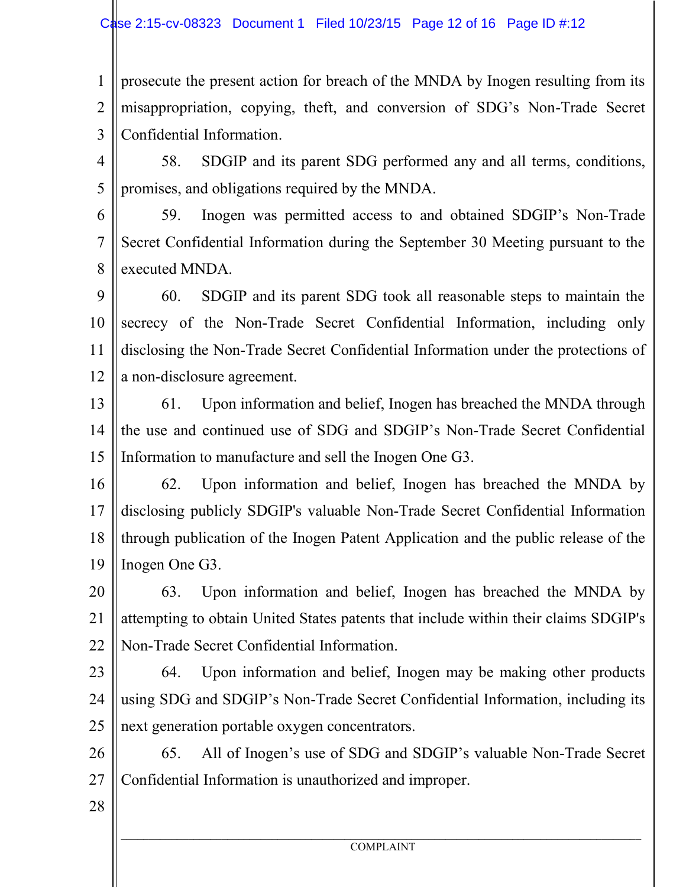prosecute the present action for breach of the MNDA by Inogen resulting from its misappropriation, copying, theft, and conversion of SDG's Non-Trade Secret Confidential Information.

58. SDGIP and its parent SDG performed any and all terms, conditions, promises, and obligations required by the MNDA.

59. Inogen was permitted access to and obtained SDGIP's Non-Trade Secret Confidential Information during the September 30 Meeting pursuant to the executed MNDA.

60. SDGIP and its parent SDG took all reasonable steps to maintain the secrecy of the Non-Trade Secret Confidential Information, including only disclosing the Non-Trade Secret Confidential Information under the protections of a non-disclosure agreement.

61. Upon information and belief, Inogen has breached the MNDA through the use and continued use of SDG and SDGIP's Non-Trade Secret Confidential Information to manufacture and sell the Inogen One G3.

62. Upon information and belief, Inogen has breached the MNDA by disclosing publicly SDGIP's valuable Non-Trade Secret Confidential Information through publication of the Inogen Patent Application and the public release of the Inogen One G3.

63. Upon information and belief, Inogen has breached the MNDA by attempting to obtain United States patents that include within their claims SDGIP's Non-Trade Secret Confidential Information.

64. Upon information and belief, Inogen may be making other products using SDG and SDGIP's Non-Trade Secret Confidential Information, including its next generation portable oxygen concentrators.

65. All of Inogen's use of SDG and SDGIP's valuable Non-Trade Secret Confidential Information is unauthorized and improper.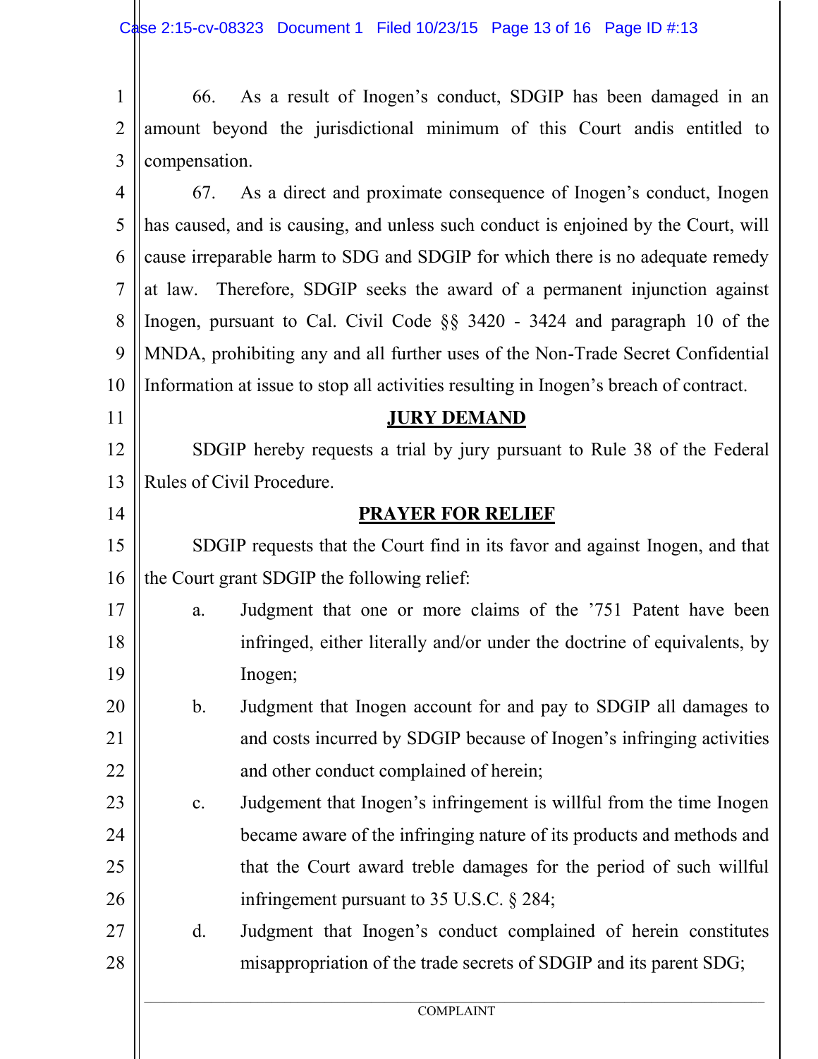66. As a result of Inogen's conduct, SDGIP has been damaged in an amount beyond the jurisdictional minimum of this Court andis entitled to compensation.

67. As a direct and proximate consequence of Inogen's conduct, Inogen has caused, and is causing, and unless such conduct is enjoined by the Court, will cause irreparable harm to SDG and SDGIP for which there is no adequate remedy at law. Therefore, SDGIP seeks the award of a permanent injunction against Inogen, pursuant to Cal. Civil Code §§ 3420 - 3424 and paragraph 10 of the MNDA, prohibiting any and all further uses of the Non-Trade Secret Confidential Information at issue to stop all activities resulting in Inogen's breach of contract.

## **JURY DEMAND**

SDGIP hereby requests a trial by jury pursuant to Rule 38 of the Federal Rules of Civil Procedure.

## **PRAYER FOR RELIEF**

SDGIP requests that the Court find in its favor and against Inogen, and that the Court grant SDGIP the following relief:

a. Judgment that one or more claims of the '751 Patent have been infringed, either literally and/or under the doctrine of equivalents, by Inogen;

b. Judgment that Inogen account for and pay to SDGIP all damages to and costs incurred by SDGIP because of Inogen's infringing activities and other conduct complained of herein;

c. Judgement that Inogen's infringement is willful from the time Inogen became aware of the infringing nature of its products and methods and that the Court award treble damages for the period of such willful infringement pursuant to 35 U.S.C. § 284;

d. Judgment that Inogen's conduct complained of herein constitutes misappropriation of the trade secrets of SDGIP and its parent SDG;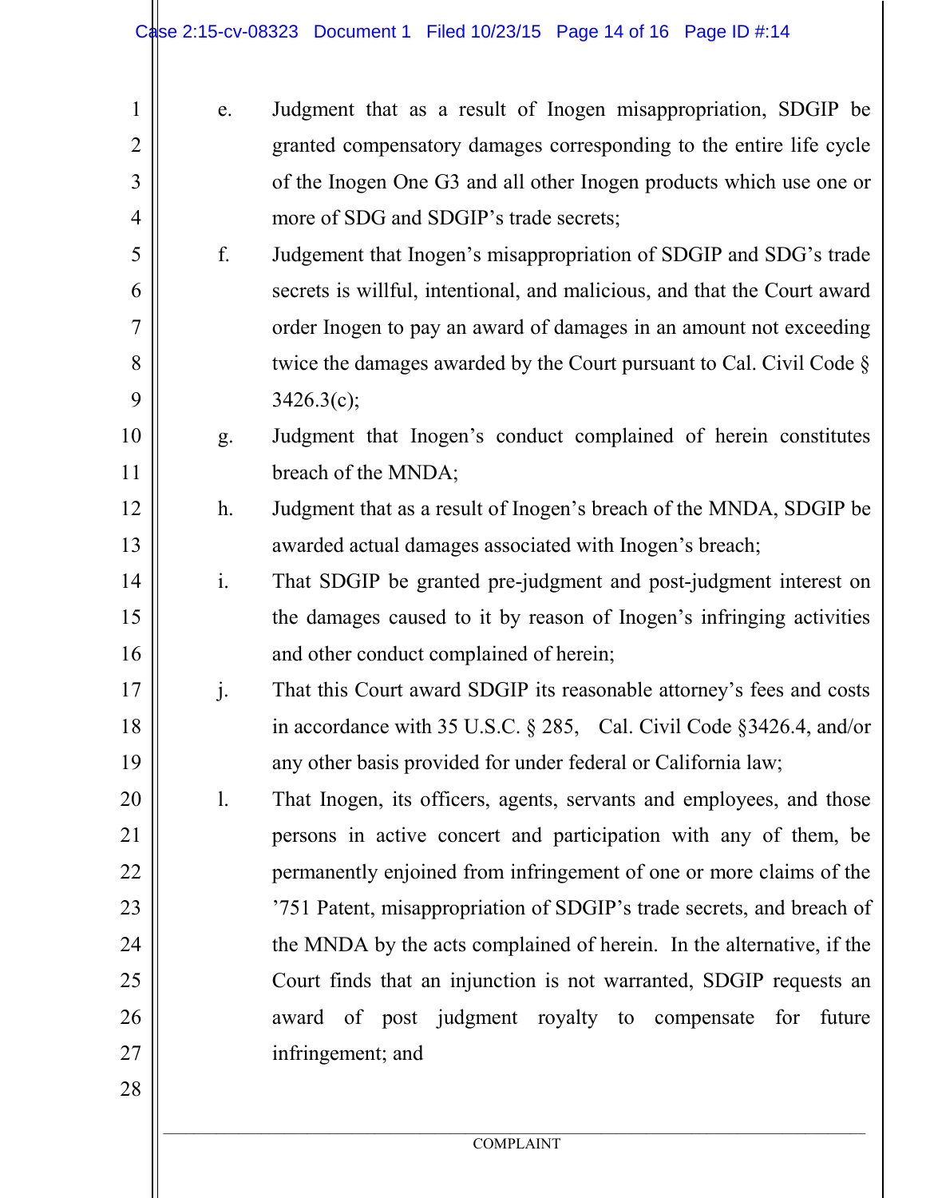e. Judgment that as a result of Inogen misappropriation, SDGIP be granted compensatory damages corresponding to the entire life cycle of the Inogen One G3 and all other Inogen products which use one or more of SDG and SDGIP's trade secrets;

f. Judgement that Inogen's misappropriation of SDGIP and SDG's trade secrets is willful, intentional, and malicious, and that the Court award order Inogen to pay an award of damages in an amount not exceeding twice the damages awarded by the Court pursuant to Cal. Civil Code § 3426.3(c);

g. Judgment that Inogen's conduct complained of herein constitutes breach of the MNDA;

h. Judgment that as a result of Inogen's breach of the MNDA, SDGIP be awarded actual damages associated with Inogen's breach;

i. That SDGIP be granted pre-judgment and post-judgment interest on the damages caused to it by reason of Inogen's infringing activities and other conduct complained of herein;

j. That this Court award SDGIP its reasonable attorney's fees and costs in accordance with 35 U.S.C. § 285, Cal. Civil Code §3426.4, and/or any other basis provided for under federal or California law;

l. That Inogen, its officers, agents, servants and employees, and those persons in active concert and participation with any of them, be permanently enjoined from infringement of one or more claims of the '751 Patent, misappropriation of SDGIP's trade secrets, and breach of the MNDA by the acts complained of herein. In the alternative, if the Court finds that an injunction is not warranted, SDGIP requests an award of post judgment royalty to compensate for future infringement; and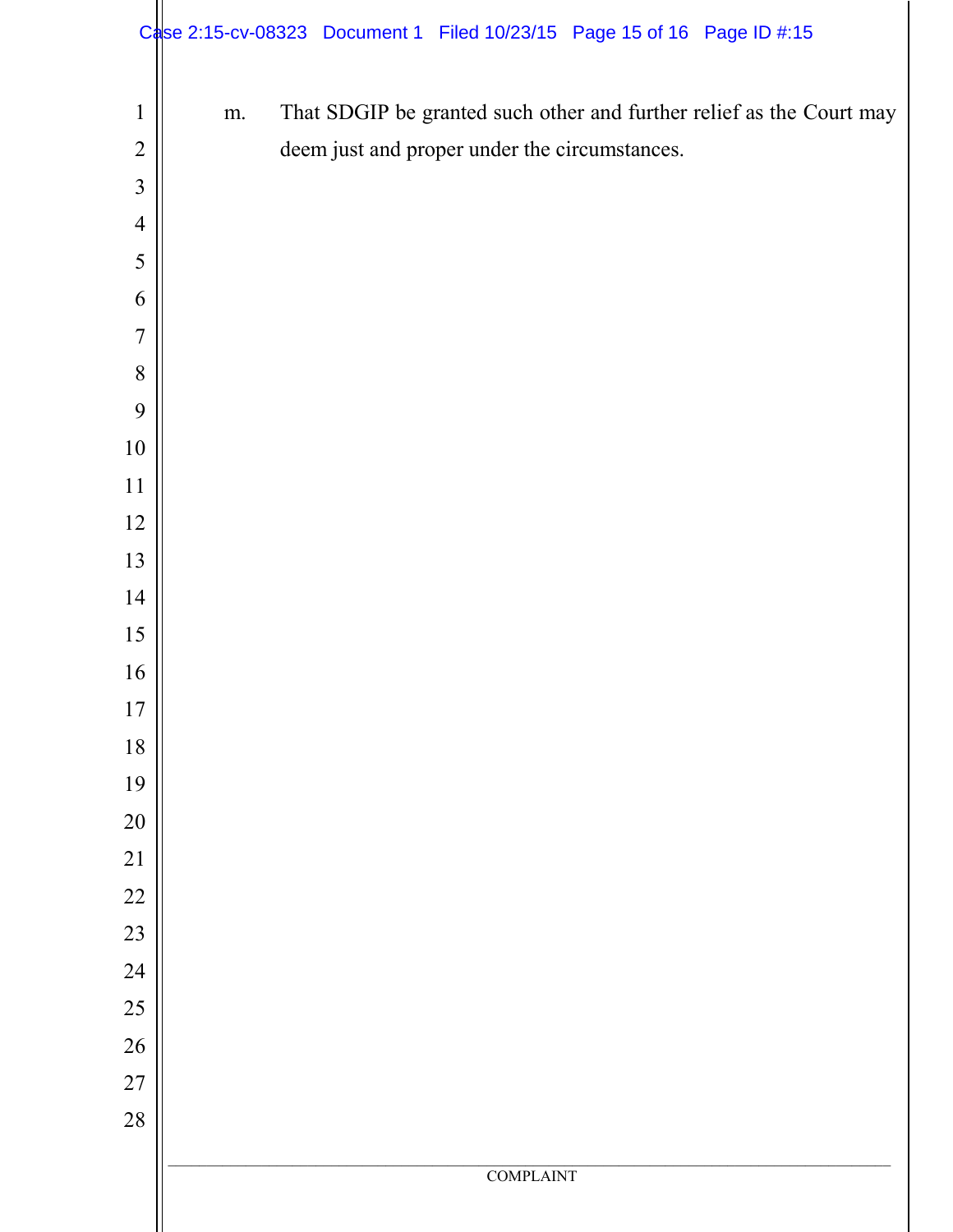m. That SDGIP be granted such other and further relief as the Court may deem just and proper under the circumstances.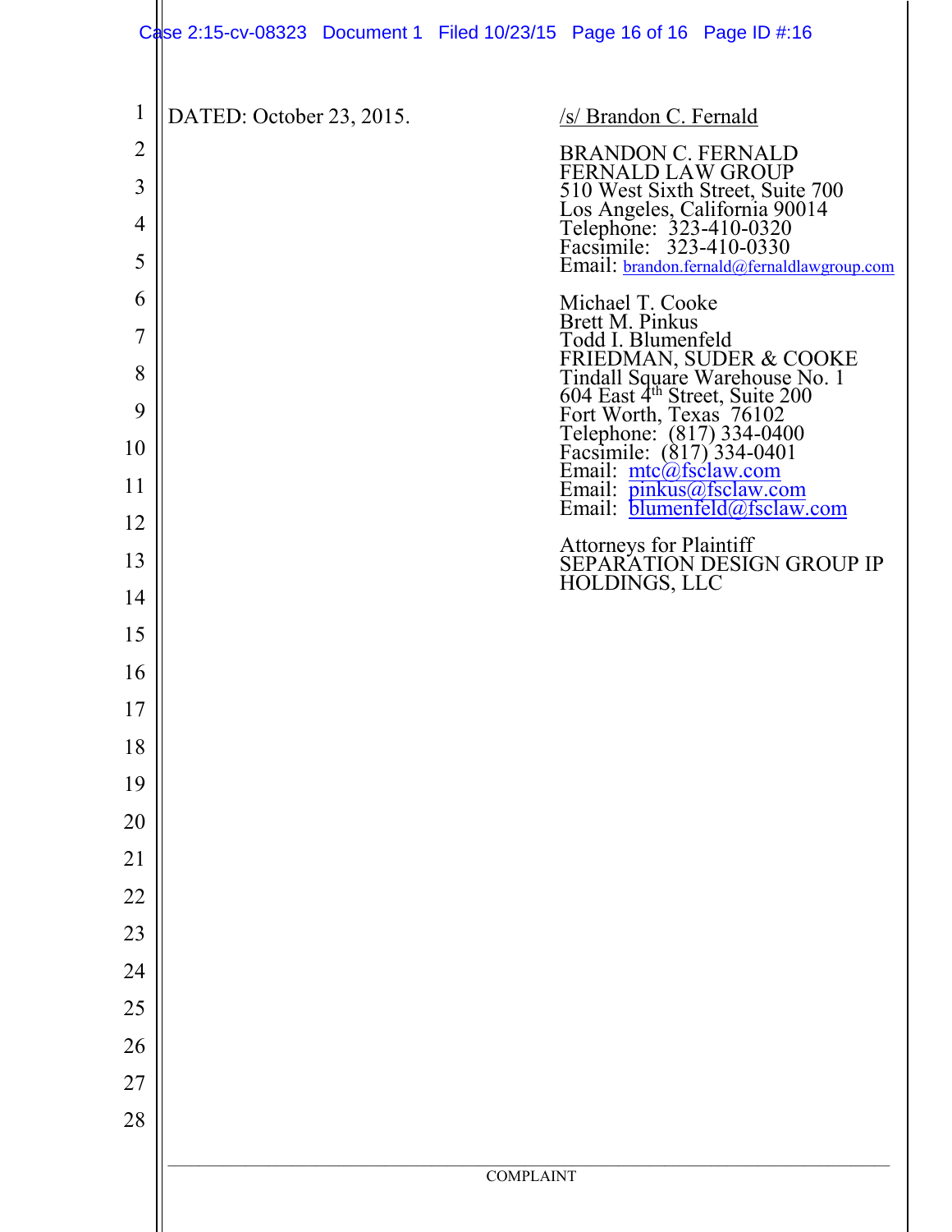DATED: October 23, 2015.

/s/ Brandon C. Fernald

BRANDON C. FERNALD
FERNALD LAW GROUP
510 West Sixth Street, Suite 700
Los Angeles, California 90014
Telephone: 323-410-0320
Facsimile: 323-410-0330
Email: brandon.fernald@fernaldlawgroup.com

Michael T. Cooke
Brett M. Pinkus
Todd I. Blumenfeld
FRIEDMAN, SUDER & COOKE
Tindall Square Warehouse No. 1
604 East 4th Street, Suite 200
Fort Worth, Texas 76102
Telephone: (817) 334-0400
Facsimile: (817) 334-0401
Email: mtc@fsclaw.com
Email: pinkus@fsclaw.com
Email: blumenfeld@fsclaw.com

Attorneys for Plaintiff
SEPARATION DESIGN GROUP IP HOLDINGS, LLC